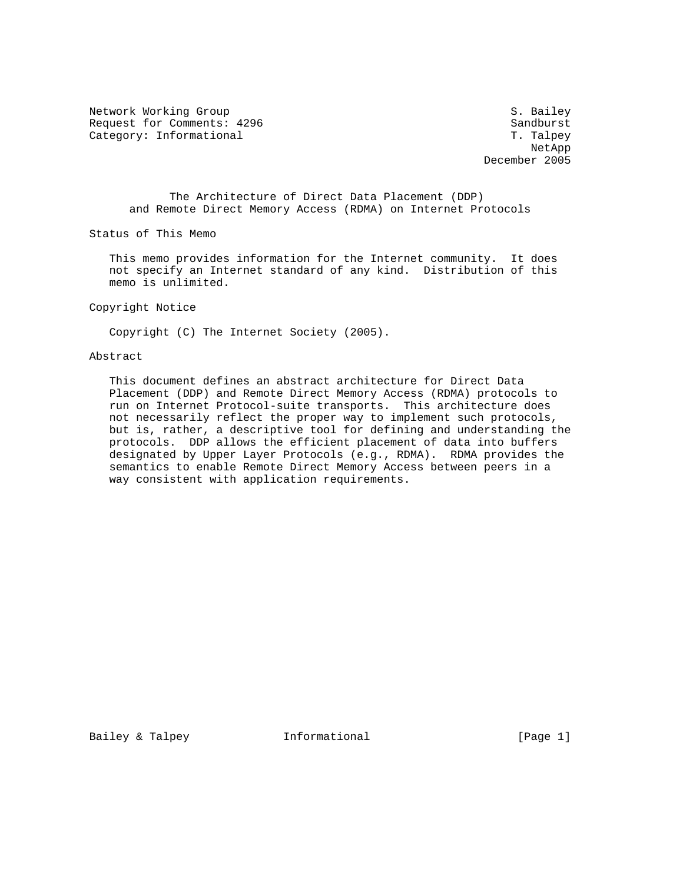Network Working Group                                          S. Bailey
Request for Comments: 4296                                     Sandburst
Category: Informational                                        T. Talpey
                                                                  NetApp
                                                           December 2005

# The Architecture of Direct Data Placement (DDP) and Remote Direct Memory Access (RDMA) on Internet Protocols

## Status of This Memo

This memo provides information for the Internet community. It does not specify an Internet standard of any kind. Distribution of this memo is unlimited.

## Copyright Notice

Copyright (C) The Internet Society (2005).

## Abstract

This document defines an abstract architecture for Direct Data Placement (DDP) and Remote Direct Memory Access (RDMA) protocols to run on Internet Protocol-suite transports. This architecture does not necessarily reflect the proper way to implement such protocols, but is, rather, a descriptive tool for defining and understanding the protocols. DDP allows the efficient placement of data into buffers designated by Upper Layer Protocols (e.g., RDMA). RDMA provides the semantics to enable Remote Direct Memory Access between peers in a way consistent with application requirements.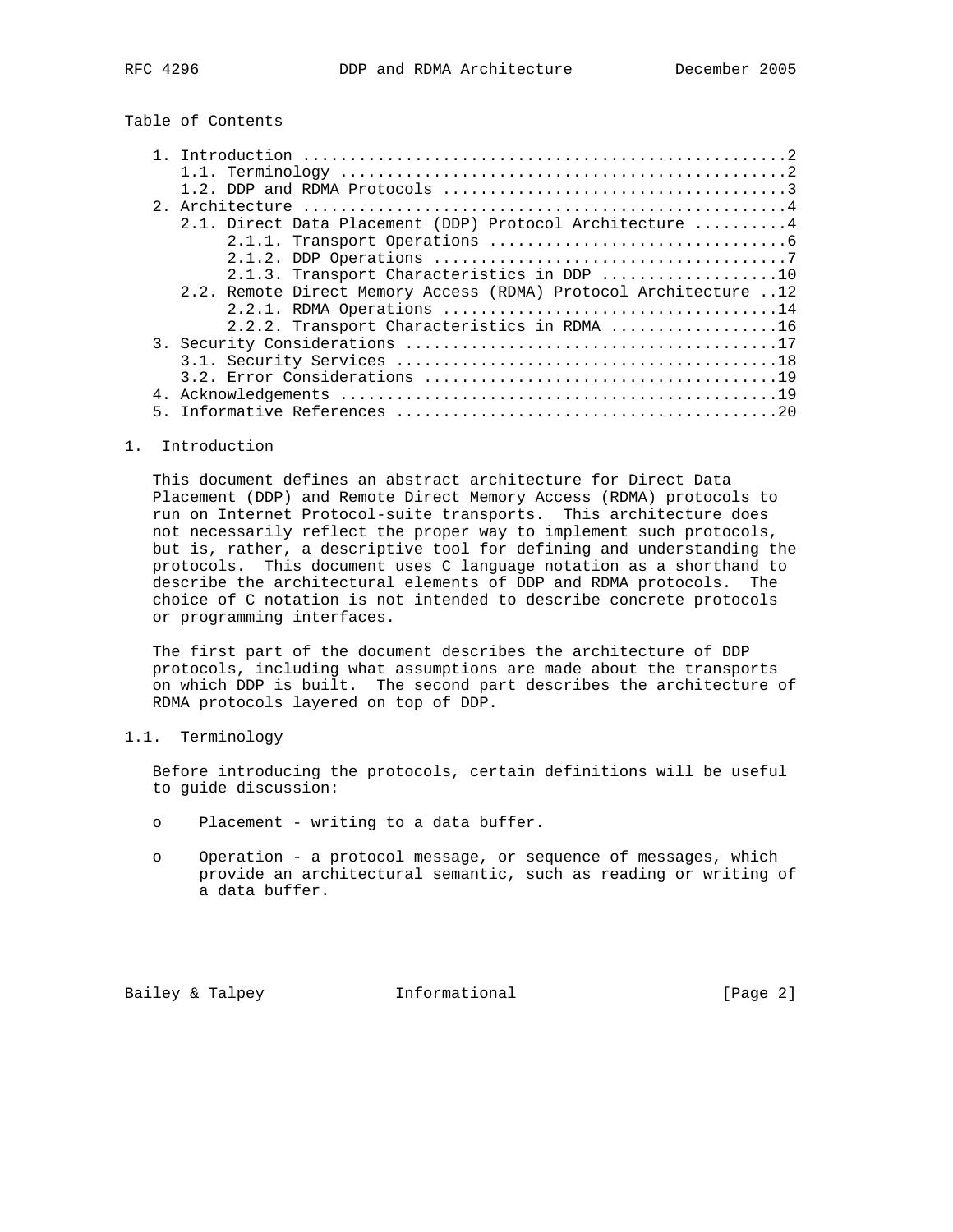Table of Contents

1. Introduction ....................................................2
   1.1. Terminology ...............................................2
   1.2. DDP and RDMA Protocols ....................................3
2. Architecture ...................................................4
   2.1. Direct Data Placement (DDP) Protocol Architecture ..........4
        2.1.1. Transport Operations ...............................6
        2.1.2. DDP Operations .....................................7
        2.1.3. Transport Characteristics in DDP ..................10
   2.2. Remote Direct Memory Access (RDMA) Protocol Architecture ..12
        2.2.1. RDMA Operations ...................................14
        2.2.2. Transport Characteristics in RDMA .................16
3. Security Considerations .......................................17
   3.1. Security Services ........................................18
   3.2. Error Considerations .....................................19
4. Acknowledgements ..............................................19
5. Informative References ........................................20

# 1. Introduction

This document defines an abstract architecture for Direct Data Placement (DDP) and Remote Direct Memory Access (RDMA) protocols to run on Internet Protocol-suite transports. This architecture does not necessarily reflect the proper way to implement such protocols, but is, rather, a descriptive tool for defining and understanding the protocols. This document uses C language notation as a shorthand to describe the architectural elements of DDP and RDMA protocols. The choice of C notation is not intended to describe concrete protocols or programming interfaces.

The first part of the document describes the architecture of DDP protocols, including what assumptions are made about the transports on which DDP is built. The second part describes the architecture of RDMA protocols layered on top of DDP.

## 1.1. Terminology

Before introducing the protocols, certain definitions will be useful to guide discussion:

- Placement - writing to a data buffer.
- Operation - a protocol message, or sequence of messages, which provide an architectural semantic, such as reading or writing of a data buffer.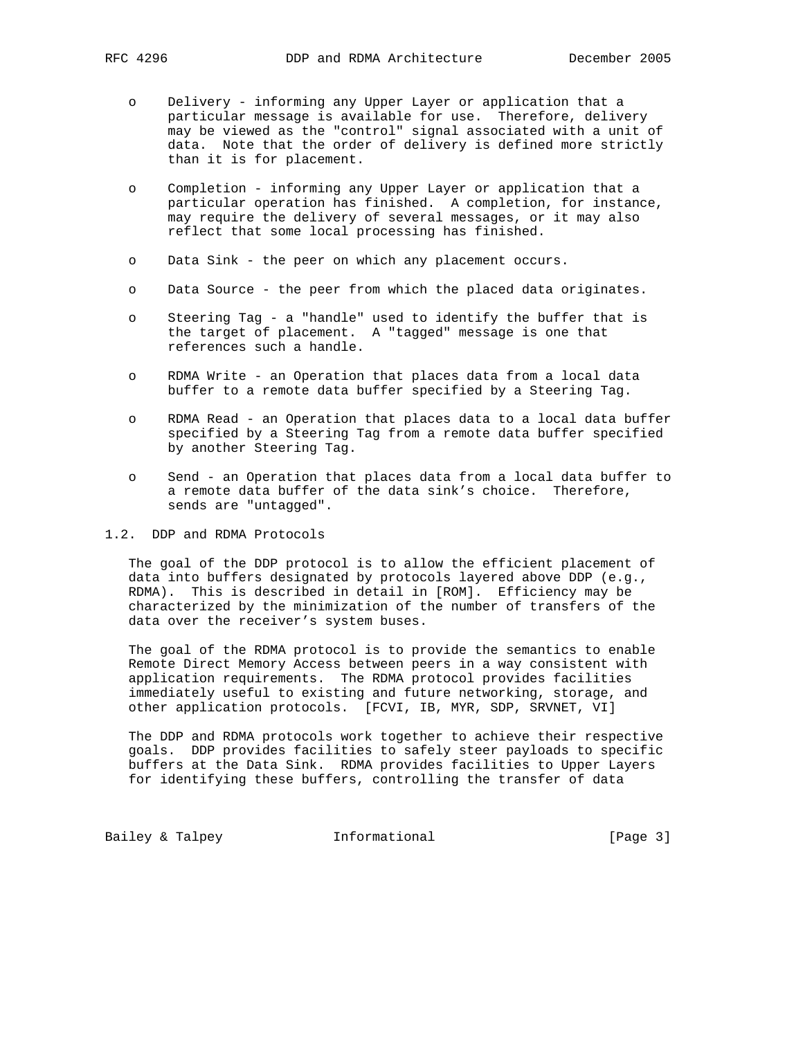- Delivery - informing any Upper Layer or application that a particular message is available for use. Therefore, delivery may be viewed as the "control" signal associated with a unit of data. Note that the order of delivery is defined more strictly than it is for placement.

- Completion - informing any Upper Layer or application that a particular operation has finished. A completion, for instance, may require the delivery of several messages, or it may also reflect that some local processing has finished.

- Data Sink - the peer on which any placement occurs.

- Data Source - the peer from which the placed data originates.

- Steering Tag - a "handle" used to identify the buffer that is the target of placement. A "tagged" message is one that references such a handle.

- RDMA Write - an Operation that places data from a local data buffer to a remote data buffer specified by a Steering Tag.

- RDMA Read - an Operation that places data to a local data buffer specified by a Steering Tag from a remote data buffer specified by another Steering Tag.

- Send - an Operation that places data from a local data buffer to a remote data buffer of the data sink's choice. Therefore, sends are "untagged".

### 1.2. DDP and RDMA Protocols

The goal of the DDP protocol is to allow the efficient placement of data into buffers designated by protocols layered above DDP (e.g., RDMA). This is described in detail in [ROM]. Efficiency may be characterized by the minimization of the number of transfers of the data over the receiver's system buses.

The goal of the RDMA protocol is to provide the semantics to enable Remote Direct Memory Access between peers in a way consistent with application requirements. The RDMA protocol provides facilities immediately useful to existing and future networking, storage, and other application protocols. [FCVI, IB, MYR, SDP, SRVNET, VI]

The DDP and RDMA protocols work together to achieve their respective goals. DDP provides facilities to safely steer payloads to specific buffers at the Data Sink. RDMA provides facilities to Upper Layers for identifying these buffers, controlling the transfer of data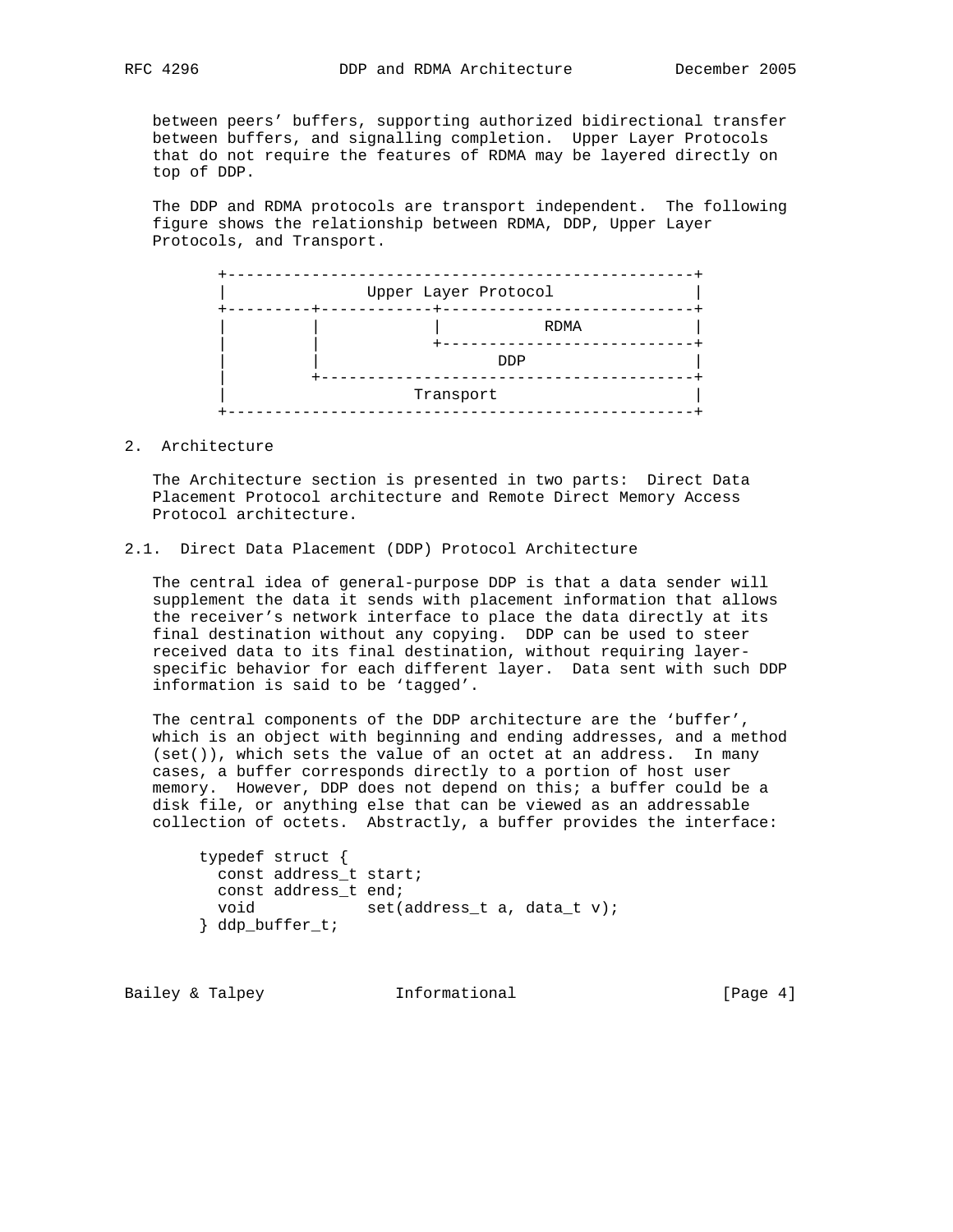between peers' buffers, supporting authorized bidirectional transfer between buffers, and signalling completion. Upper Layer Protocols that do not require the features of RDMA may be layered directly on top of DDP.

The DDP and RDMA protocols are transport independent. The following figure shows the relationship between RDMA, DDP, Upper Layer Protocols, and Transport.

```
+--------------------------------------------------+
|               Upper Layer Protocol               |
+---------+------------+---------------------------+
|         |            |           RDMA            |
|         |            +---------------------------+
|         |                  DDP                   |
|         +----------------------------------------+
|                    Transport                     |
+--------------------------------------------------+
```

## 2. Architecture

The Architecture section is presented in two parts: Direct Data Placement Protocol architecture and Remote Direct Memory Access Protocol architecture.

### 2.1. Direct Data Placement (DDP) Protocol Architecture

The central idea of general-purpose DDP is that a data sender will supplement the data it sends with placement information that allows the receiver's network interface to place the data directly at its final destination without any copying. DDP can be used to steer received data to its final destination, without requiring layer-specific behavior for each different layer. Data sent with such DDP information is said to be 'tagged'.

The central components of the DDP architecture are the 'buffer', which is an object with beginning and ending addresses, and a method (set()), which sets the value of an octet at an address. In many cases, a buffer corresponds directly to a portion of host user memory. However, DDP does not depend on this; a buffer could be a disk file, or anything else that can be viewed as an addressable collection of octets. Abstractly, a buffer provides the interface:

```
typedef struct {
  const address_t start;
  const address_t end;
  void            set(address_t a, data_t v);
} ddp_buffer_t;
```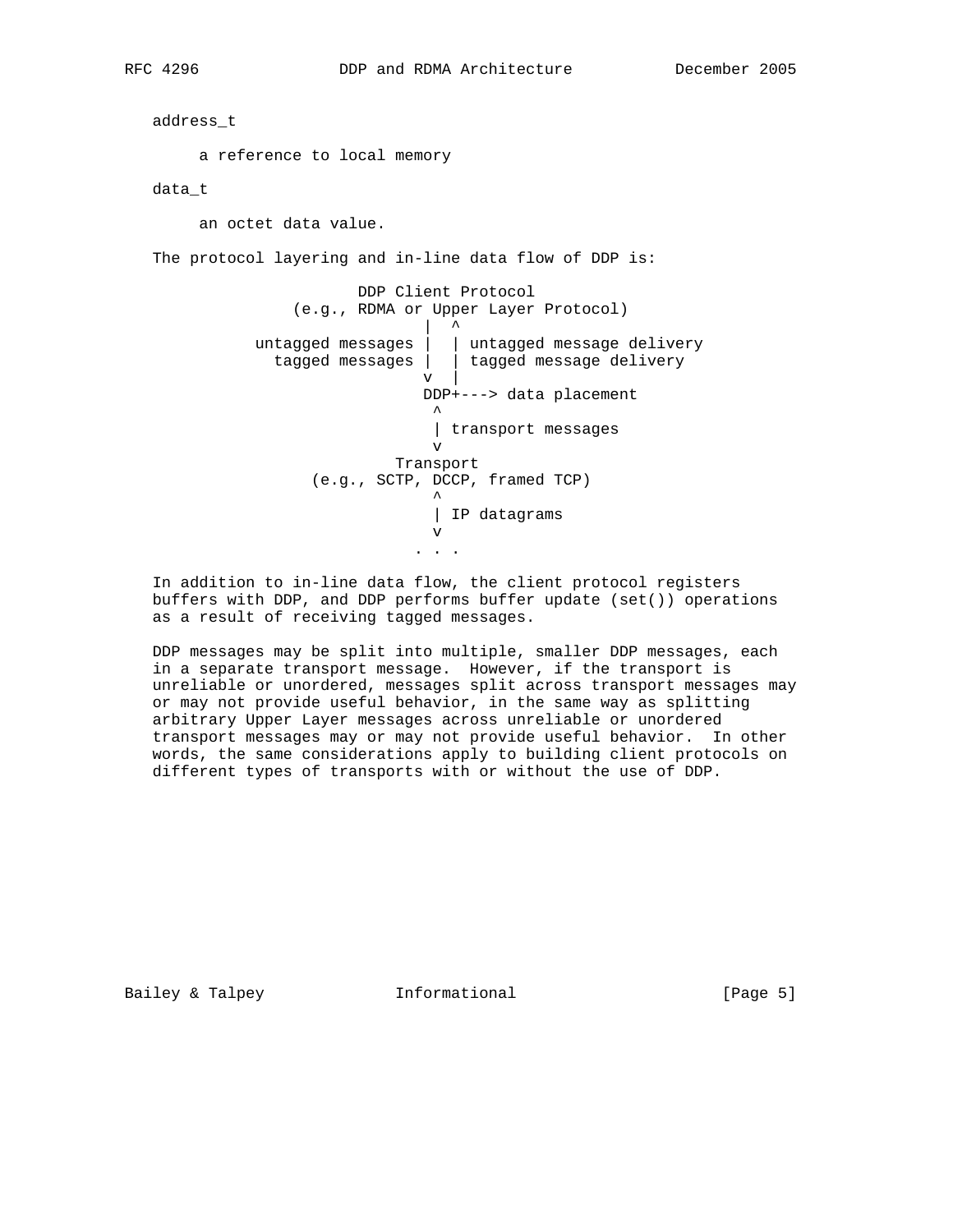address_t

a reference to local memory

data_t

an octet data value.

The protocol layering and in-line data flow of DDP is:

```
                      DDP Client Protocol
               (e.g., RDMA or Upper Layer Protocol)
                              |  ^
           untagged messages |  | untagged message delivery
             tagged messages |  | tagged message delivery
                              v  |
                              DDP+---> data placement
                               ^
                               | transport messages
                               v
                          Transport
                 (e.g., SCTP, DCCP, framed TCP)
                               ^
                               | IP datagrams
                               v
                             . . .
```

In addition to in-line data flow, the client protocol registers buffers with DDP, and DDP performs buffer update (set()) operations as a result of receiving tagged messages.

DDP messages may be split into multiple, smaller DDP messages, each in a separate transport message. However, if the transport is unreliable or unordered, messages split across transport messages may or may not provide useful behavior, in the same way as splitting arbitrary Upper Layer messages across unreliable or unordered transport messages may or may not provide useful behavior. In other words, the same considerations apply to building client protocols on different types of transports with or without the use of DDP.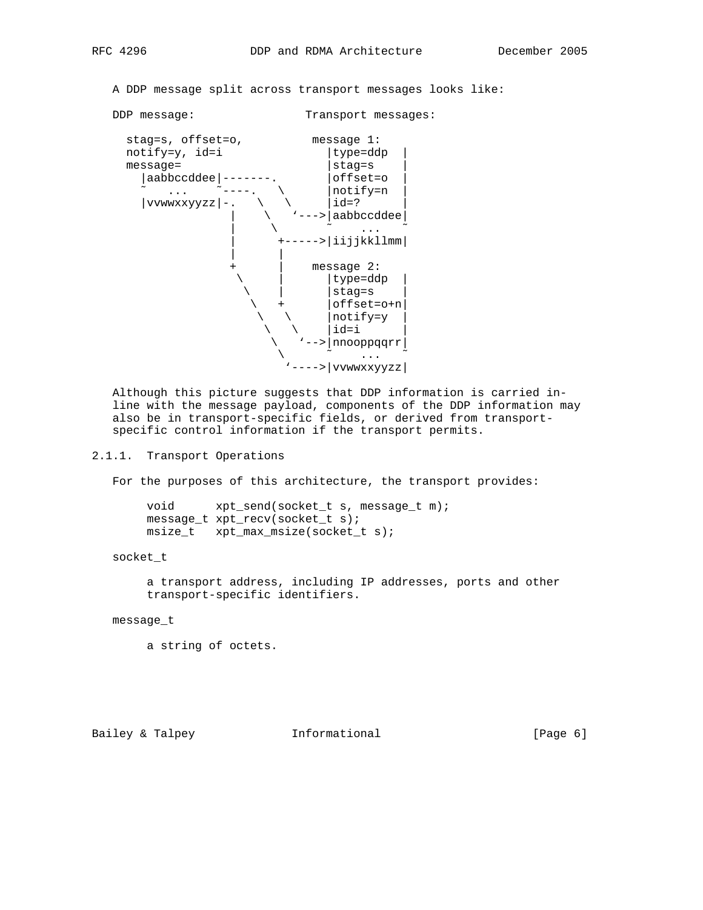A DDP message split across transport messages looks like:

```
DDP message:                Transport messages:

  stag=s, offset=o,          message 1:
  notify=y, id=i               |type=ddp  |
  message=                     |stag=s    |
    |aabbccddee|-------.       |offset=o  |
    ~    ...    ~----.   \     |notify=n  |
    |vvwwxxyyzz|-.    \   \    |id=?      |
                 |     \   `--->|aabbccddee|
                 |      \      ~    ...   ~
                 |       +----->|iijjkkllmm|
                 |       |
                 +       |    message 2:
                  \      |     |type=ddp  |
                   \     |     |stag=s    |
                    \    +     |offset=o+n|
                     \    \    |notify=y  |
                      \    \   |id=i      |
                       \   `-->|nnooppqqrr|
                        \      ~    ...   ~
                         `---->|vvwwxxyyzz|
```

Although this picture suggests that DDP information is carried in-line with the message payload, components of the DDP information may also be in transport-specific fields, or derived from transport-specific control information if the transport permits.

### 2.1.1. Transport Operations

For the purposes of this architecture, the transport provides:

```
void      xpt_send(socket_t s, message_t m);
message_t xpt_recv(socket_t s);
msize_t   xpt_max_msize(socket_t s);
```

socket_t

    a transport address, including IP addresses, ports and other transport-specific identifiers.

message_t

    a string of octets.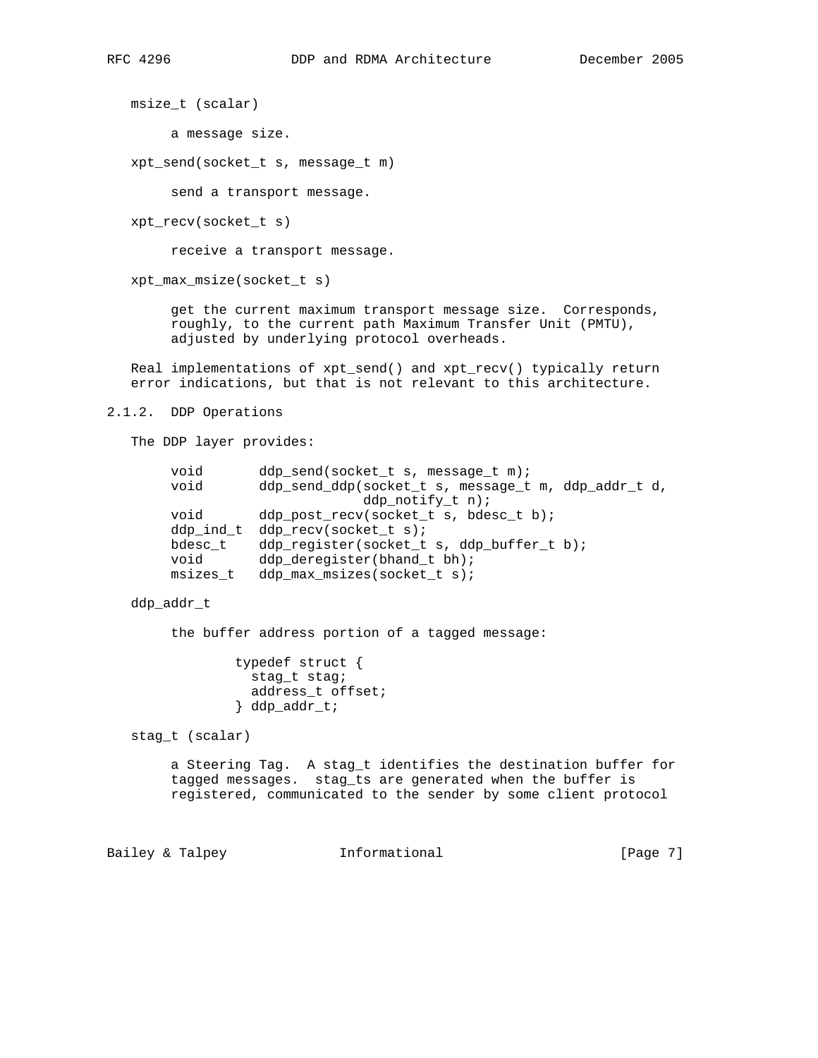msize_t (scalar)

a message size.

xpt_send(socket_t s, message_t m)

send a transport message.

xpt_recv(socket_t s)

receive a transport message.

xpt_max_msize(socket_t s)

get the current maximum transport message size. Corresponds, roughly, to the current path Maximum Transfer Unit (PMTU), adjusted by underlying protocol overheads.

Real implementations of xpt_send() and xpt_recv() typically return error indications, but that is not relevant to this architecture.

### 2.1.2. DDP Operations

The DDP layer provides:

```
void       ddp_send(socket_t s, message_t m);
void       ddp_send_ddp(socket_t s, message_t m, ddp_addr_t d,
                        ddp_notify_t n);
void       ddp_post_recv(socket_t s, bdesc_t b);
ddp_ind_t  ddp_recv(socket_t s);
bdesc_t    ddp_register(socket_t s, ddp_buffer_t b);
void       ddp_deregister(bhand_t bh);
msizes_t   ddp_max_msizes(socket_t s);
```

ddp_addr_t

the buffer address portion of a tagged message:

```
typedef struct {
  stag_t stag;
  address_t offset;
} ddp_addr_t;
```

stag_t (scalar)

a Steering Tag. A stag_t identifies the destination buffer for tagged messages. stag_ts are generated when the buffer is registered, communicated to the sender by some client protocol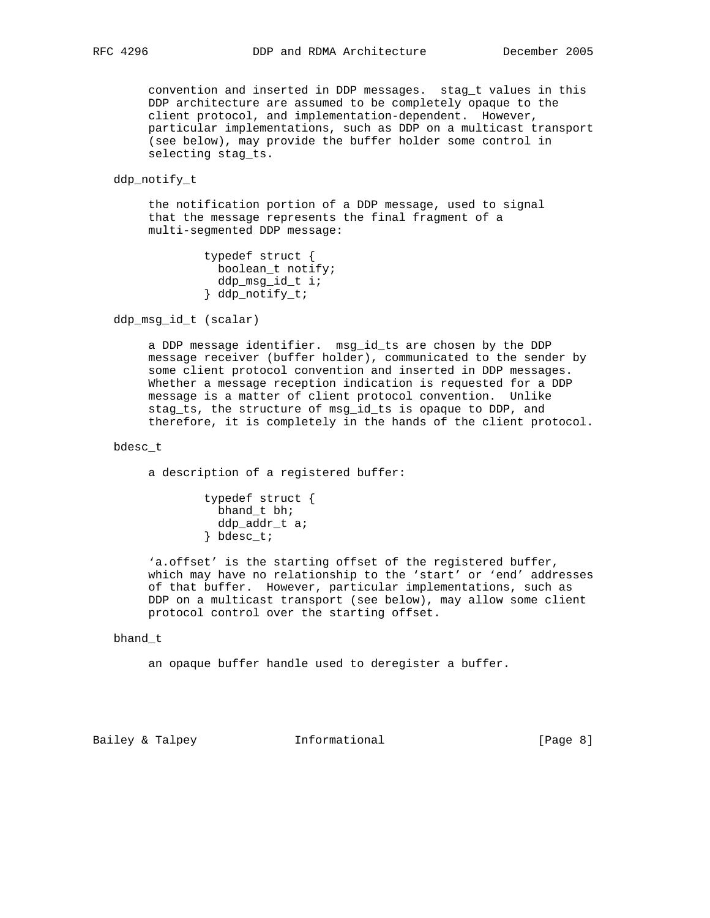convention and inserted in DDP messages. stag_t values in this DDP architecture are assumed to be completely opaque to the client protocol, and implementation-dependent. However, particular implementations, such as DDP on a multicast transport (see below), may provide the buffer holder some control in selecting stag_ts.

ddp_notify_t

the notification portion of a DDP message, used to signal that the message represents the final fragment of a multi-segmented DDP message:

```
typedef struct {
  boolean_t notify;
  ddp_msg_id_t i;
} ddp_notify_t;
```

ddp_msg_id_t (scalar)

a DDP message identifier. msg_id_ts are chosen by the DDP message receiver (buffer holder), communicated to the sender by some client protocol convention and inserted in DDP messages. Whether a message reception indication is requested for a DDP message is a matter of client protocol convention. Unlike stag_ts, the structure of msg_id_ts is opaque to DDP, and therefore, it is completely in the hands of the client protocol.

bdesc_t

a description of a registered buffer:

```
typedef struct {
  bhand_t bh;
  ddp_addr_t a;
} bdesc_t;
```

'a.offset' is the starting offset of the registered buffer, which may have no relationship to the 'start' or 'end' addresses of that buffer. However, particular implementations, such as DDP on a multicast transport (see below), may allow some client protocol control over the starting offset.

bhand_t

an opaque buffer handle used to deregister a buffer.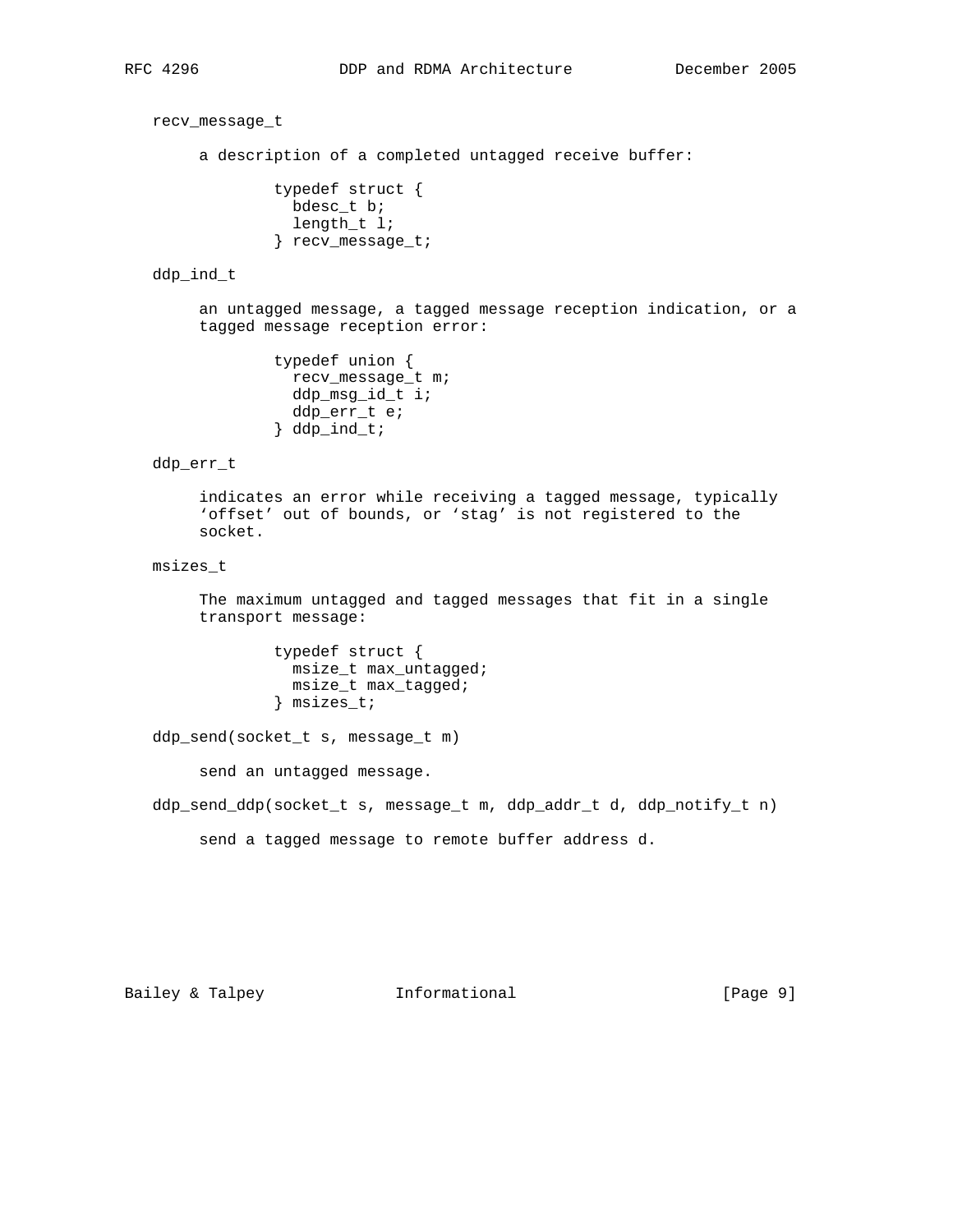recv_message_t

a description of a completed untagged receive buffer:

```
typedef struct {
  bdesc_t b;
  length_t l;
} recv_message_t;
```

ddp_ind_t

an untagged message, a tagged message reception indication, or a tagged message reception error:

```
typedef union {
  recv_message_t m;
  ddp_msg_id_t i;
  ddp_err_t e;
} ddp_ind_t;
```

ddp_err_t

indicates an error while receiving a tagged message, typically 'offset' out of bounds, or 'stag' is not registered to the socket.

msizes_t

The maximum untagged and tagged messages that fit in a single transport message:

```
typedef struct {
  msize_t max_untagged;
  msize_t max_tagged;
} msizes_t;
```

ddp_send(socket_t s, message_t m)

send an untagged message.

ddp_send_ddp(socket_t s, message_t m, ddp_addr_t d, ddp_notify_t n)

send a tagged message to remote buffer address d.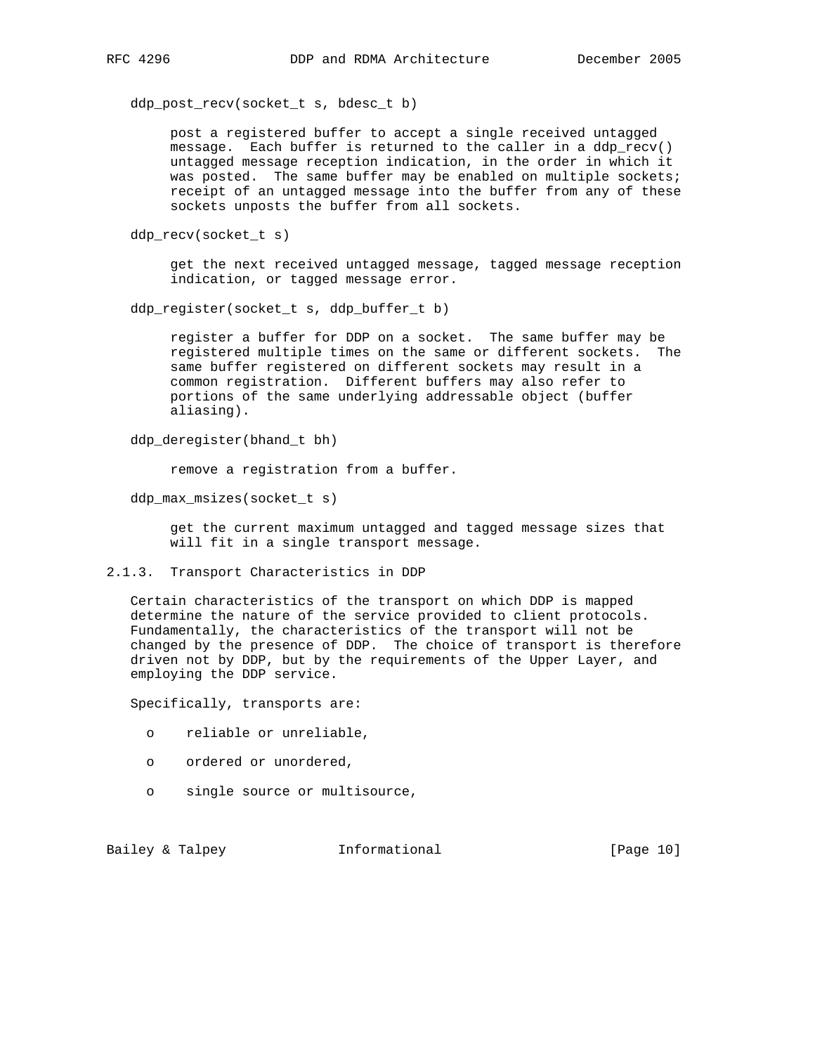ddp_post_recv(socket_t s, bdesc_t b)

post a registered buffer to accept a single received untagged message. Each buffer is returned to the caller in a ddp_recv() untagged message reception indication, in the order in which it was posted. The same buffer may be enabled on multiple sockets; receipt of an untagged message into the buffer from any of these sockets unposts the buffer from all sockets.

ddp_recv(socket_t s)

get the next received untagged message, tagged message reception indication, or tagged message error.

ddp_register(socket_t s, ddp_buffer_t b)

register a buffer for DDP on a socket. The same buffer may be registered multiple times on the same or different sockets. The same buffer registered on different sockets may result in a common registration. Different buffers may also refer to portions of the same underlying addressable object (buffer aliasing).

ddp_deregister(bhand_t bh)

remove a registration from a buffer.

ddp_max_msizes(socket_t s)

get the current maximum untagged and tagged message sizes that will fit in a single transport message.

### 2.1.3. Transport Characteristics in DDP

Certain characteristics of the transport on which DDP is mapped determine the nature of the service provided to client protocols. Fundamentally, the characteristics of the transport will not be changed by the presence of DDP. The choice of transport is therefore driven not by DDP, but by the requirements of the Upper Layer, and employing the DDP service.

Specifically, transports are:

- reliable or unreliable,
- ordered or unordered,
- single source or multisource,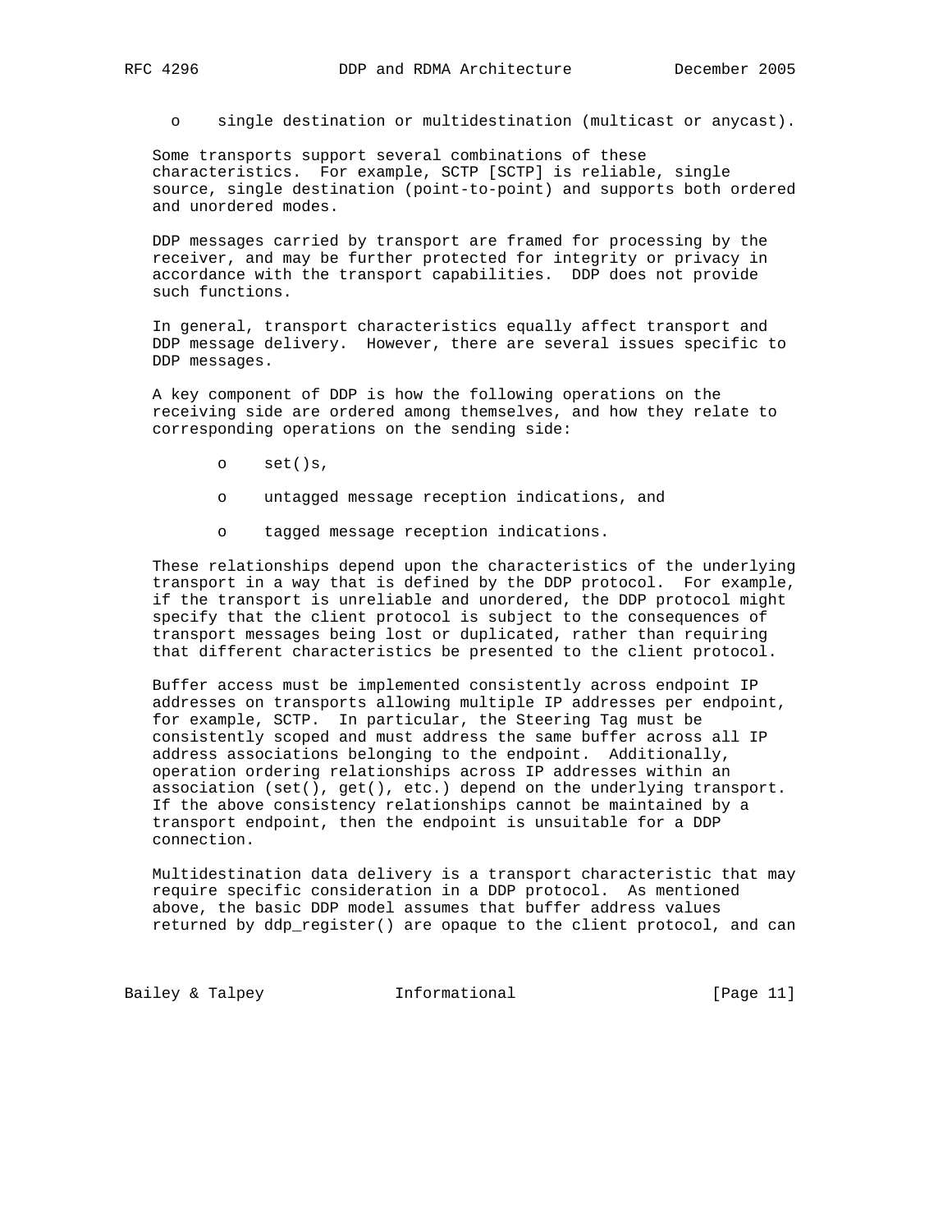- single destination or multidestination (multicast or anycast).

Some transports support several combinations of these characteristics. For example, SCTP [SCTP] is reliable, single source, single destination (point-to-point) and supports both ordered and unordered modes.

DDP messages carried by transport are framed for processing by the receiver, and may be further protected for integrity or privacy in accordance with the transport capabilities. DDP does not provide such functions.

In general, transport characteristics equally affect transport and DDP message delivery. However, there are several issues specific to DDP messages.

A key component of DDP is how the following operations on the receiving side are ordered among themselves, and how they relate to corresponding operations on the sending side:

- set()s,
- untagged message reception indications, and
- tagged message reception indications.

These relationships depend upon the characteristics of the underlying transport in a way that is defined by the DDP protocol. For example, if the transport is unreliable and unordered, the DDP protocol might specify that the client protocol is subject to the consequences of transport messages being lost or duplicated, rather than requiring that different characteristics be presented to the client protocol.

Buffer access must be implemented consistently across endpoint IP addresses on transports allowing multiple IP addresses per endpoint, for example, SCTP. In particular, the Steering Tag must be consistently scoped and must address the same buffer across all IP address associations belonging to the endpoint. Additionally, operation ordering relationships across IP addresses within an association (set(), get(), etc.) depend on the underlying transport. If the above consistency relationships cannot be maintained by a transport endpoint, then the endpoint is unsuitable for a DDP connection.

Multidestination data delivery is a transport characteristic that may require specific consideration in a DDP protocol. As mentioned above, the basic DDP model assumes that buffer address values returned by ddp_register() are opaque to the client protocol, and can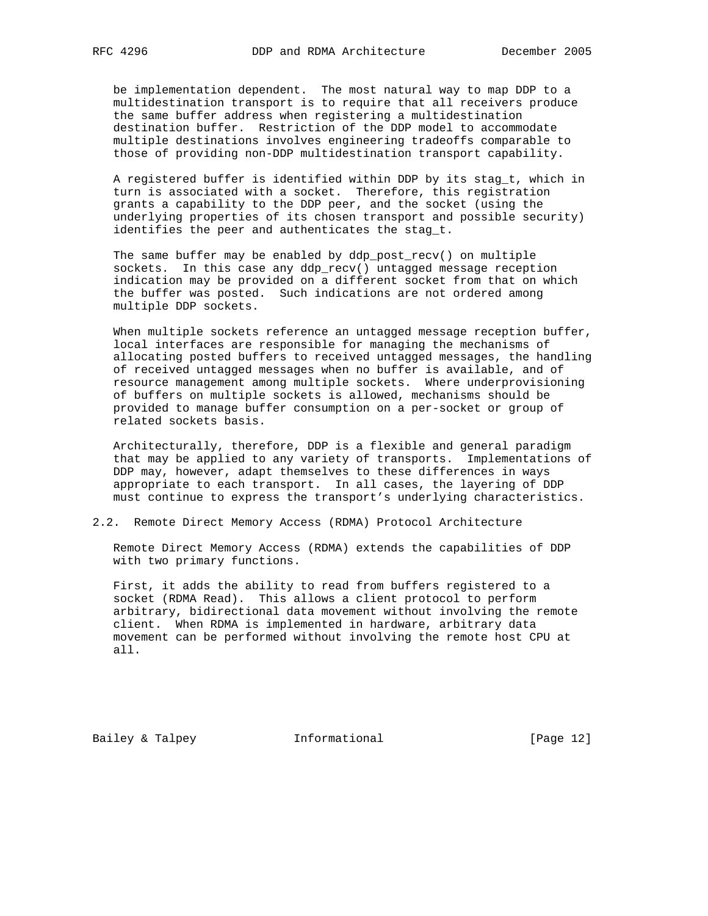be implementation dependent. The most natural way to map DDP to a multidestination transport is to require that all receivers produce the same buffer address when registering a multidestination destination buffer. Restriction of the DDP model to accommodate multiple destinations involves engineering tradeoffs comparable to those of providing non-DDP multidestination transport capability.

A registered buffer is identified within DDP by its stag_t, which in turn is associated with a socket. Therefore, this registration grants a capability to the DDP peer, and the socket (using the underlying properties of its chosen transport and possible security) identifies the peer and authenticates the stag_t.

The same buffer may be enabled by ddp_post_recv() on multiple sockets. In this case any ddp_recv() untagged message reception indication may be provided on a different socket from that on which the buffer was posted. Such indications are not ordered among multiple DDP sockets.

When multiple sockets reference an untagged message reception buffer, local interfaces are responsible for managing the mechanisms of allocating posted buffers to received untagged messages, the handling of received untagged messages when no buffer is available, and of resource management among multiple sockets. Where underprovisioning of buffers on multiple sockets is allowed, mechanisms should be provided to manage buffer consumption on a per-socket or group of related sockets basis.

Architecturally, therefore, DDP is a flexible and general paradigm that may be applied to any variety of transports. Implementations of DDP may, however, adapt themselves to these differences in ways appropriate to each transport. In all cases, the layering of DDP must continue to express the transport's underlying characteristics.

## 2.2. Remote Direct Memory Access (RDMA) Protocol Architecture

Remote Direct Memory Access (RDMA) extends the capabilities of DDP with two primary functions.

First, it adds the ability to read from buffers registered to a socket (RDMA Read). This allows a client protocol to perform arbitrary, bidirectional data movement without involving the remote client. When RDMA is implemented in hardware, arbitrary data movement can be performed without involving the remote host CPU at all.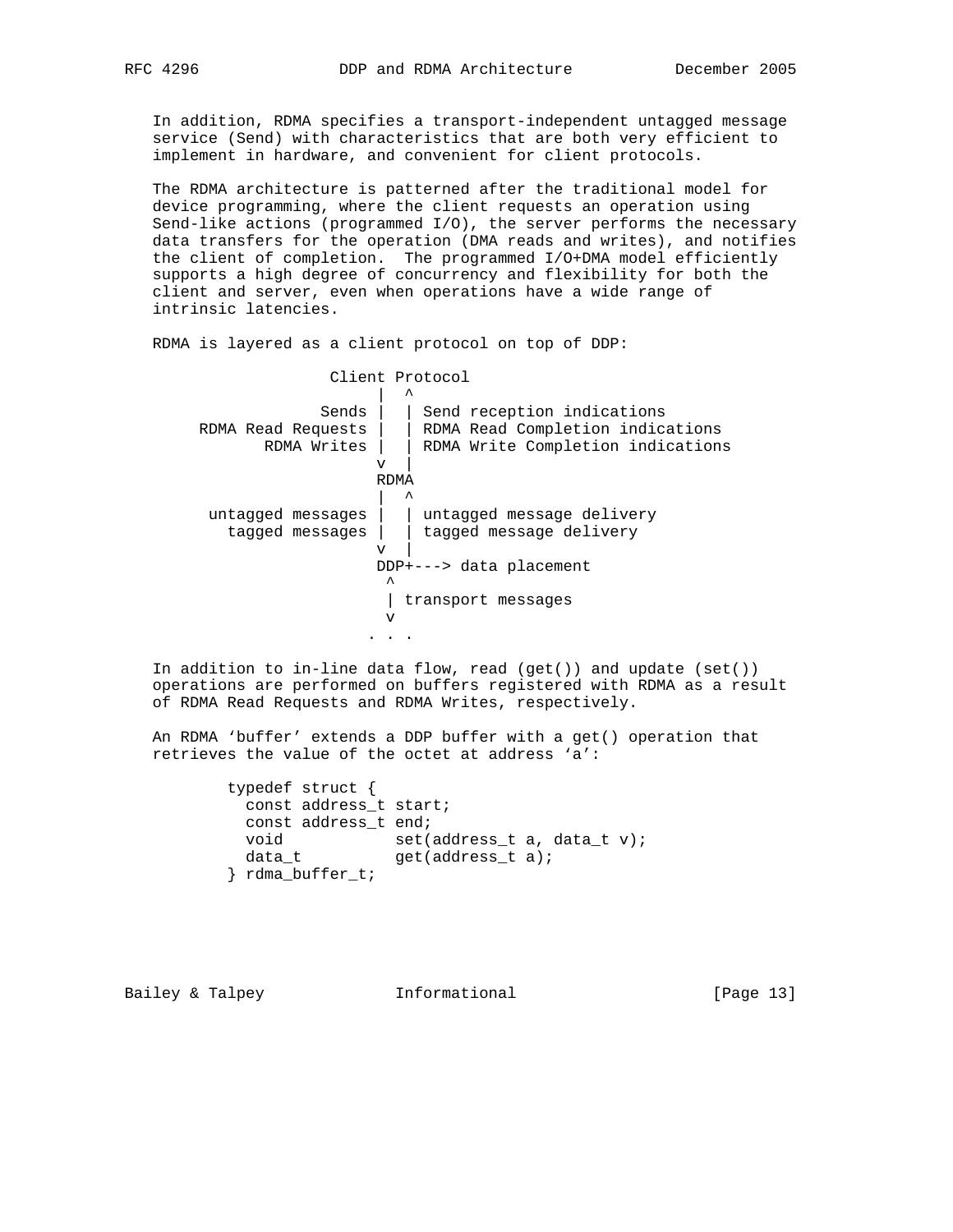In addition, RDMA specifies a transport-independent untagged message service (Send) with characteristics that are both very efficient to implement in hardware, and convenient for client protocols.

The RDMA architecture is patterned after the traditional model for device programming, where the client requests an operation using Send-like actions (programmed I/O), the server performs the necessary data transfers for the operation (DMA reads and writes), and notifies the client of completion. The programmed I/O+DMA model efficiently supports a high degree of concurrency and flexibility for both the client and server, even when operations have a wide range of intrinsic latencies.

RDMA is layered as a client protocol on top of DDP:

```
                 Client Protocol
                      |  ^
                Sends |  | Send reception indications
   RDMA Read Requests |  | RDMA Read Completion indications
          RDMA Writes |  | RDMA Write Completion indications
                      v  |
                      RDMA
                      |  ^
    untagged messages |  | untagged message delivery
      tagged messages |  | tagged message delivery
                      v  |
                      DDP+---> data placement
                       ^
                       | transport messages
                       v
                     . . .
```

In addition to in-line data flow, read (get()) and update (set()) operations are performed on buffers registered with RDMA as a result of RDMA Read Requests and RDMA Writes, respectively.

An RDMA 'buffer' extends a DDP buffer with a get() operation that retrieves the value of the octet at address 'a':

```
typedef struct {
  const address_t start;
  const address_t end;
  void            set(address_t a, data_t v);
  data_t          get(address_t a);
} rdma_buffer_t;
```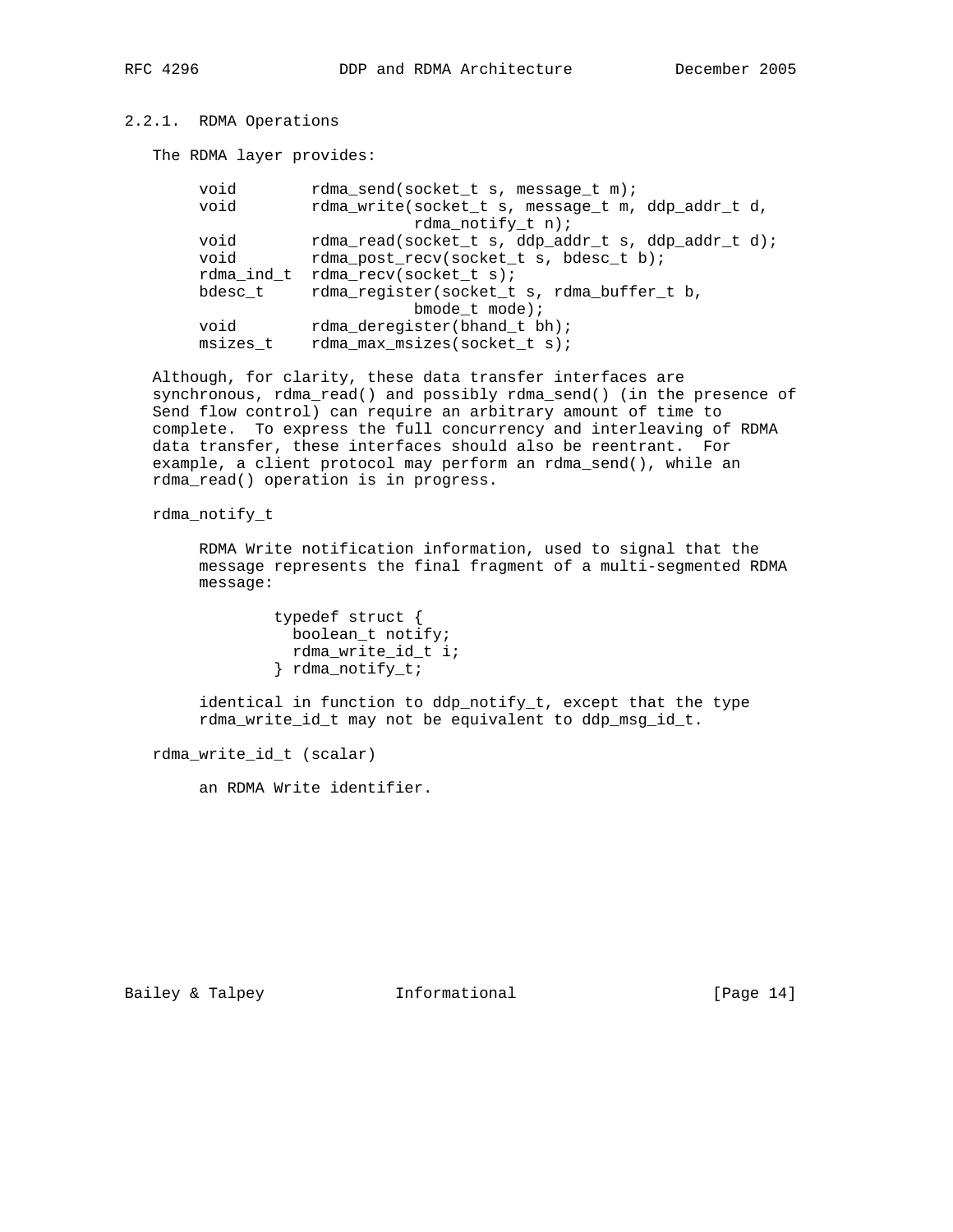### 2.2.1. RDMA Operations

The RDMA layer provides:

```
void        rdma_send(socket_t s, message_t m);
void        rdma_write(socket_t s, message_t m, ddp_addr_t d,
                       rdma_notify_t n);
void        rdma_read(socket_t s, ddp_addr_t s, ddp_addr_t d);
void        rdma_post_recv(socket_t s, bdesc_t b);
rdma_ind_t  rdma_recv(socket_t s);
bdesc_t     rdma_register(socket_t s, rdma_buffer_t b,
                       bmode_t mode);
void        rdma_deregister(bhand_t bh);
msizes_t    rdma_max_msizes(socket_t s);
```

Although, for clarity, these data transfer interfaces are synchronous, rdma_read() and possibly rdma_send() (in the presence of Send flow control) can require an arbitrary amount of time to complete. To express the full concurrency and interleaving of RDMA data transfer, these interfaces should also be reentrant. For example, a client protocol may perform an rdma_send(), while an rdma_read() operation is in progress.

rdma_notify_t

RDMA Write notification information, used to signal that the message represents the final fragment of a multi-segmented RDMA message:

```
typedef struct {
  boolean_t notify;
  rdma_write_id_t i;
} rdma_notify_t;
```

identical in function to ddp_notify_t, except that the type rdma_write_id_t may not be equivalent to ddp_msg_id_t.

rdma_write_id_t (scalar)

an RDMA Write identifier.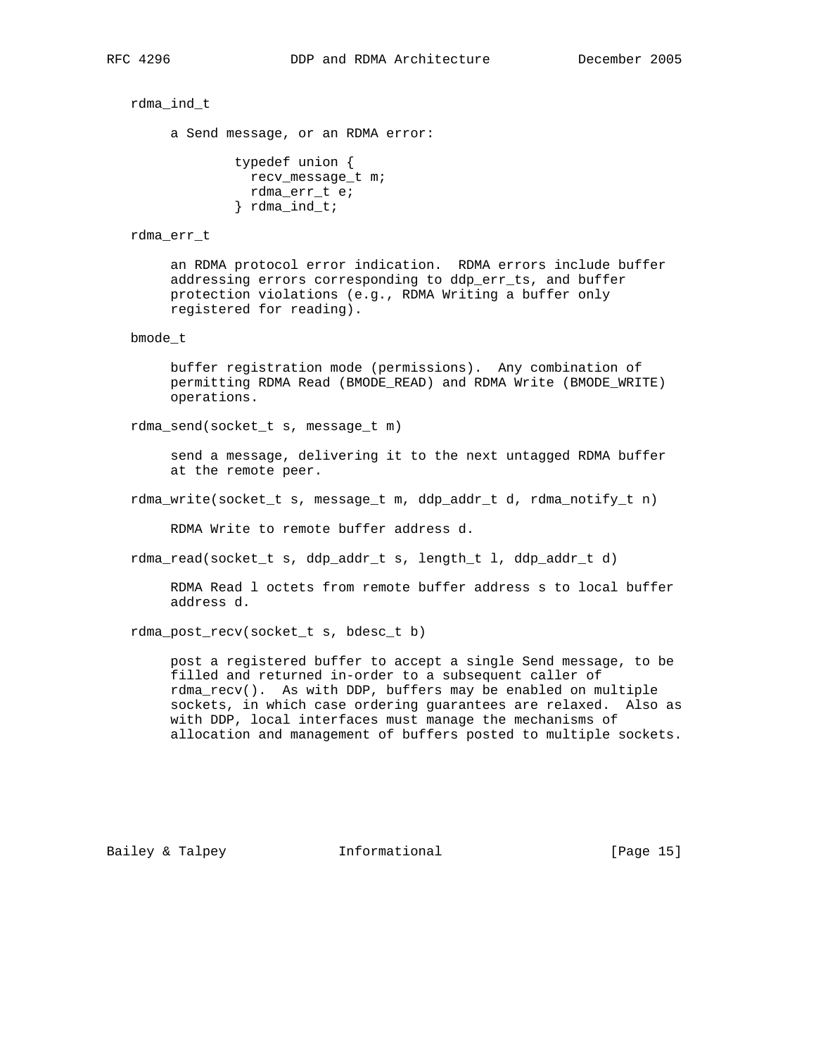rdma_ind_t

a Send message, or an RDMA error:

```
typedef union {
  recv_message_t m;
  rdma_err_t e;
} rdma_ind_t;
```

rdma_err_t

an RDMA protocol error indication. RDMA errors include buffer addressing errors corresponding to ddp_err_ts, and buffer protection violations (e.g., RDMA Writing a buffer only registered for reading).

bmode_t

buffer registration mode (permissions). Any combination of permitting RDMA Read (BMODE_READ) and RDMA Write (BMODE_WRITE) operations.

rdma_send(socket_t s, message_t m)

send a message, delivering it to the next untagged RDMA buffer at the remote peer.

rdma_write(socket_t s, message_t m, ddp_addr_t d, rdma_notify_t n)

RDMA Write to remote buffer address d.

rdma_read(socket_t s, ddp_addr_t s, length_t l, ddp_addr_t d)

RDMA Read l octets from remote buffer address s to local buffer address d.

rdma_post_recv(socket_t s, bdesc_t b)

post a registered buffer to accept a single Send message, to be filled and returned in-order to a subsequent caller of rdma_recv(). As with DDP, buffers may be enabled on multiple sockets, in which case ordering guarantees are relaxed. Also as with DDP, local interfaces must manage the mechanisms of allocation and management of buffers posted to multiple sockets.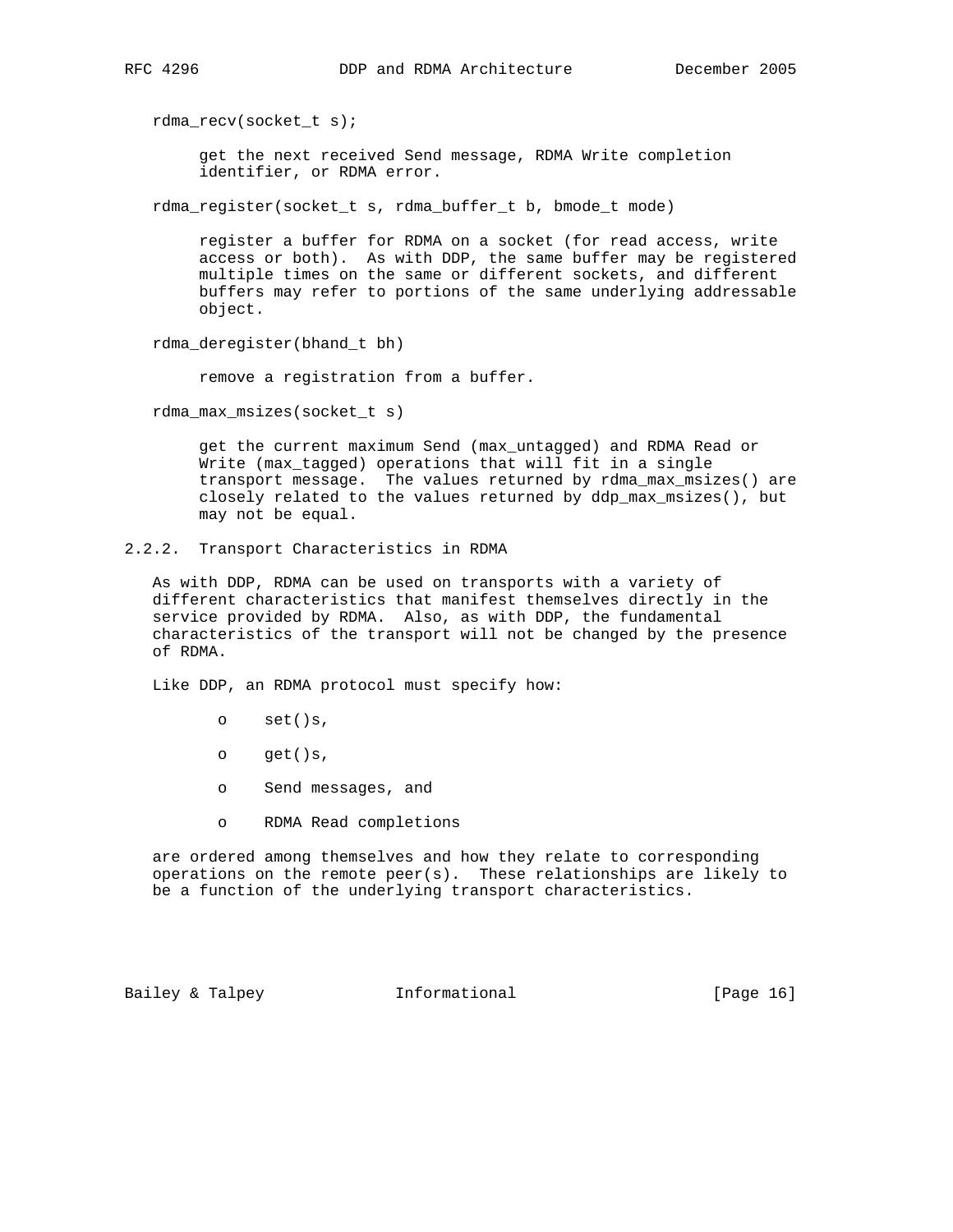rdma_recv(socket_t s);

get the next received Send message, RDMA Write completion identifier, or RDMA error.

rdma_register(socket_t s, rdma_buffer_t b, bmode_t mode)

register a buffer for RDMA on a socket (for read access, write access or both). As with DDP, the same buffer may be registered multiple times on the same or different sockets, and different buffers may refer to portions of the same underlying addressable object.

rdma_deregister(bhand_t bh)

remove a registration from a buffer.

rdma_max_msizes(socket_t s)

get the current maximum Send (max_untagged) and RDMA Read or Write (max_tagged) operations that will fit in a single transport message. The values returned by rdma_max_msizes() are closely related to the values returned by ddp_max_msizes(), but may not be equal.

### 2.2.2. Transport Characteristics in RDMA

As with DDP, RDMA can be used on transports with a variety of different characteristics that manifest themselves directly in the service provided by RDMA. Also, as with DDP, the fundamental characteristics of the transport will not be changed by the presence of RDMA.

Like DDP, an RDMA protocol must specify how:

- set()s,
- get()s,
- Send messages, and
- RDMA Read completions

are ordered among themselves and how they relate to corresponding operations on the remote peer(s). These relationships are likely to be a function of the underlying transport characteristics.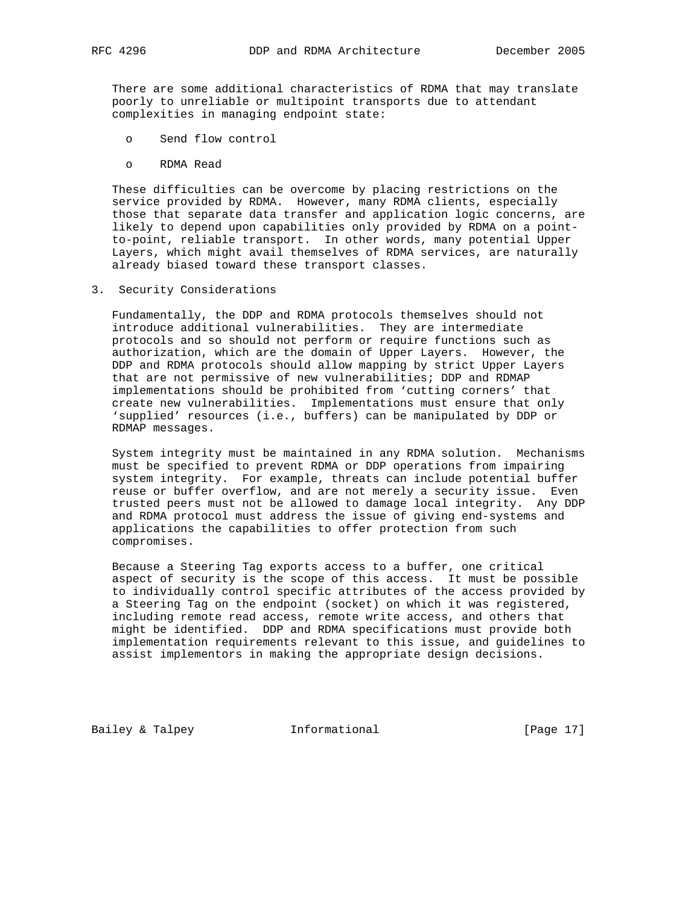There are some additional characteristics of RDMA that may translate poorly to unreliable or multipoint transports due to attendant complexities in managing endpoint state:

- Send flow control
- RDMA Read

These difficulties can be overcome by placing restrictions on the service provided by RDMA. However, many RDMA clients, especially those that separate data transfer and application logic concerns, are likely to depend upon capabilities only provided by RDMA on a point-to-point, reliable transport. In other words, many potential Upper Layers, which might avail themselves of RDMA services, are naturally already biased toward these transport classes.

## 3. Security Considerations

Fundamentally, the DDP and RDMA protocols themselves should not introduce additional vulnerabilities. They are intermediate protocols and so should not perform or require functions such as authorization, which are the domain of Upper Layers. However, the DDP and RDMA protocols should allow mapping by strict Upper Layers that are not permissive of new vulnerabilities; DDP and RDMAP implementations should be prohibited from 'cutting corners' that create new vulnerabilities. Implementations must ensure that only 'supplied' resources (i.e., buffers) can be manipulated by DDP or RDMAP messages.

System integrity must be maintained in any RDMA solution. Mechanisms must be specified to prevent RDMA or DDP operations from impairing system integrity. For example, threats can include potential buffer reuse or buffer overflow, and are not merely a security issue. Even trusted peers must not be allowed to damage local integrity. Any DDP and RDMA protocol must address the issue of giving end-systems and applications the capabilities to offer protection from such compromises.

Because a Steering Tag exports access to a buffer, one critical aspect of security is the scope of this access. It must be possible to individually control specific attributes of the access provided by a Steering Tag on the endpoint (socket) on which it was registered, including remote read access, remote write access, and others that might be identified. DDP and RDMA specifications must provide both implementation requirements relevant to this issue, and guidelines to assist implementors in making the appropriate design decisions.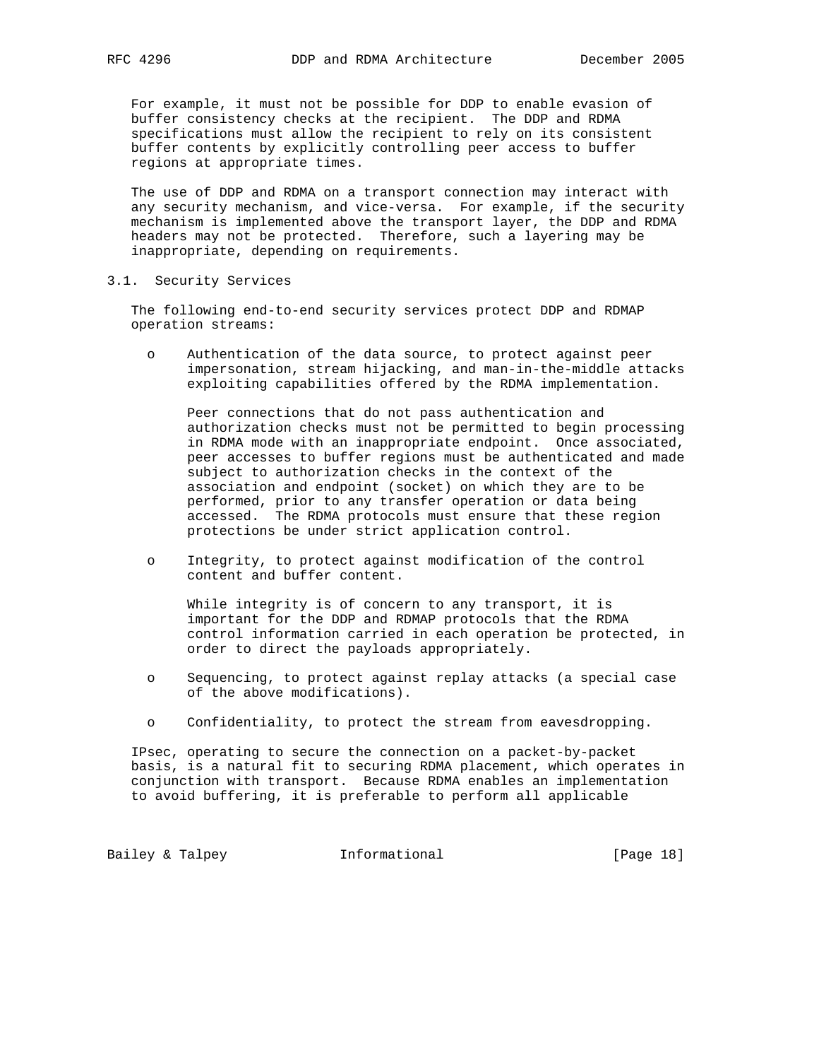For example, it must not be possible for DDP to enable evasion of buffer consistency checks at the recipient. The DDP and RDMA specifications must allow the recipient to rely on its consistent buffer contents by explicitly controlling peer access to buffer regions at appropriate times.

The use of DDP and RDMA on a transport connection may interact with any security mechanism, and vice-versa. For example, if the security mechanism is implemented above the transport layer, the DDP and RDMA headers may not be protected. Therefore, such a layering may be inappropriate, depending on requirements.

## 3.1. Security Services

The following end-to-end security services protect DDP and RDMAP operation streams:

- Authentication of the data source, to protect against peer impersonation, stream hijacking, and man-in-the-middle attacks exploiting capabilities offered by the RDMA implementation.

  Peer connections that do not pass authentication and authorization checks must not be permitted to begin processing in RDMA mode with an inappropriate endpoint. Once associated, peer accesses to buffer regions must be authenticated and made subject to authorization checks in the context of the association and endpoint (socket) on which they are to be performed, prior to any transfer operation or data being accessed. The RDMA protocols must ensure that these region protections be under strict application control.

- Integrity, to protect against modification of the control content and buffer content.

  While integrity is of concern to any transport, it is important for the DDP and RDMAP protocols that the RDMA control information carried in each operation be protected, in order to direct the payloads appropriately.

- Sequencing, to protect against replay attacks (a special case of the above modifications).

- Confidentiality, to protect the stream from eavesdropping.

IPsec, operating to secure the connection on a packet-by-packet basis, is a natural fit to securing RDMA placement, which operates in conjunction with transport. Because RDMA enables an implementation to avoid buffering, it is preferable to perform all applicable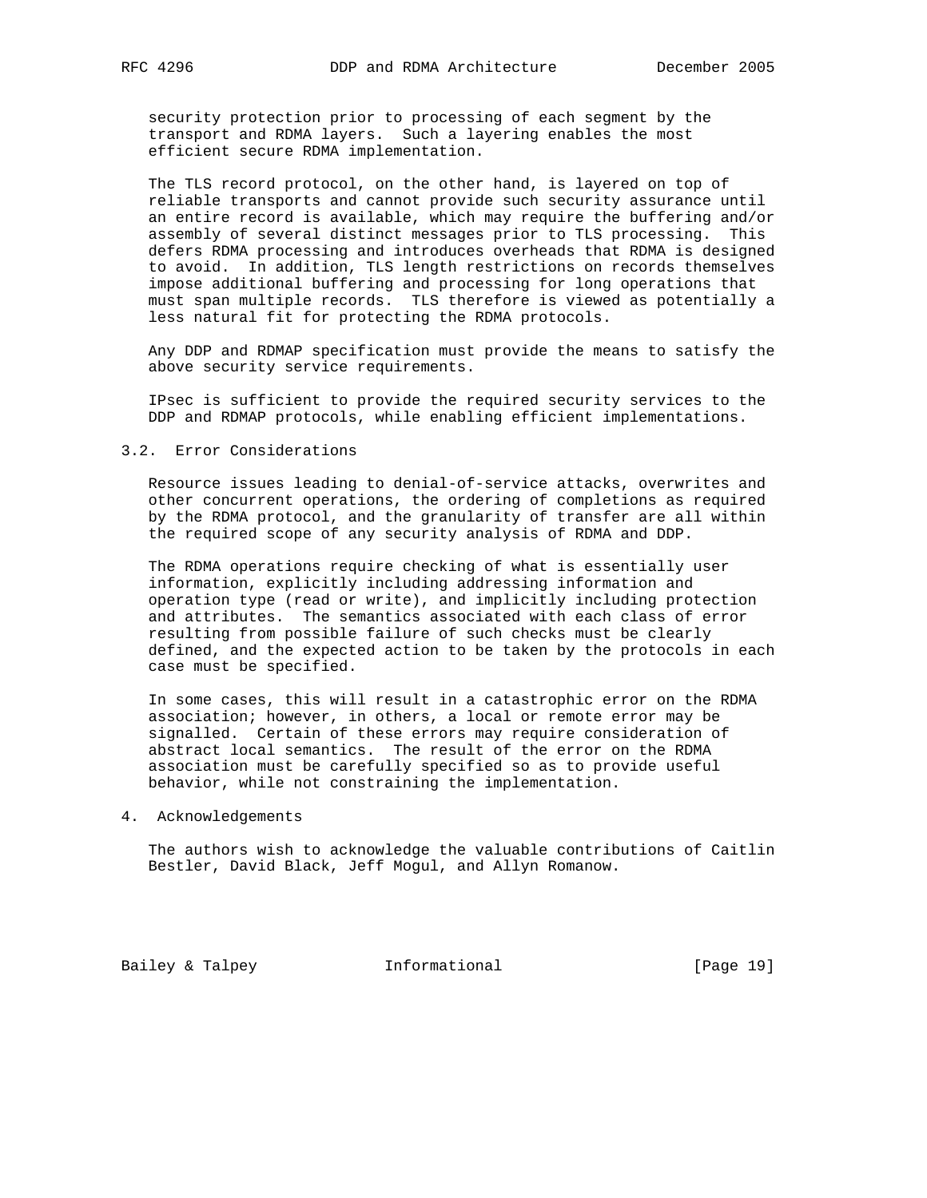security protection prior to processing of each segment by the transport and RDMA layers. Such a layering enables the most efficient secure RDMA implementation.

The TLS record protocol, on the other hand, is layered on top of reliable transports and cannot provide such security assurance until an entire record is available, which may require the buffering and/or assembly of several distinct messages prior to TLS processing. This defers RDMA processing and introduces overheads that RDMA is designed to avoid. In addition, TLS length restrictions on records themselves impose additional buffering and processing for long operations that must span multiple records. TLS therefore is viewed as potentially a less natural fit for protecting the RDMA protocols.

Any DDP and RDMAP specification must provide the means to satisfy the above security service requirements.

IPsec is sufficient to provide the required security services to the DDP and RDMAP protocols, while enabling efficient implementations.

## 3.2. Error Considerations

Resource issues leading to denial-of-service attacks, overwrites and other concurrent operations, the ordering of completions as required by the RDMA protocol, and the granularity of transfer are all within the required scope of any security analysis of RDMA and DDP.

The RDMA operations require checking of what is essentially user information, explicitly including addressing information and operation type (read or write), and implicitly including protection and attributes. The semantics associated with each class of error resulting from possible failure of such checks must be clearly defined, and the expected action to be taken by the protocols in each case must be specified.

In some cases, this will result in a catastrophic error on the RDMA association; however, in others, a local or remote error may be signalled. Certain of these errors may require consideration of abstract local semantics. The result of the error on the RDMA association must be carefully specified so as to provide useful behavior, while not constraining the implementation.

# 4. Acknowledgements

The authors wish to acknowledge the valuable contributions of Caitlin Bestler, David Black, Jeff Mogul, and Allyn Romanow.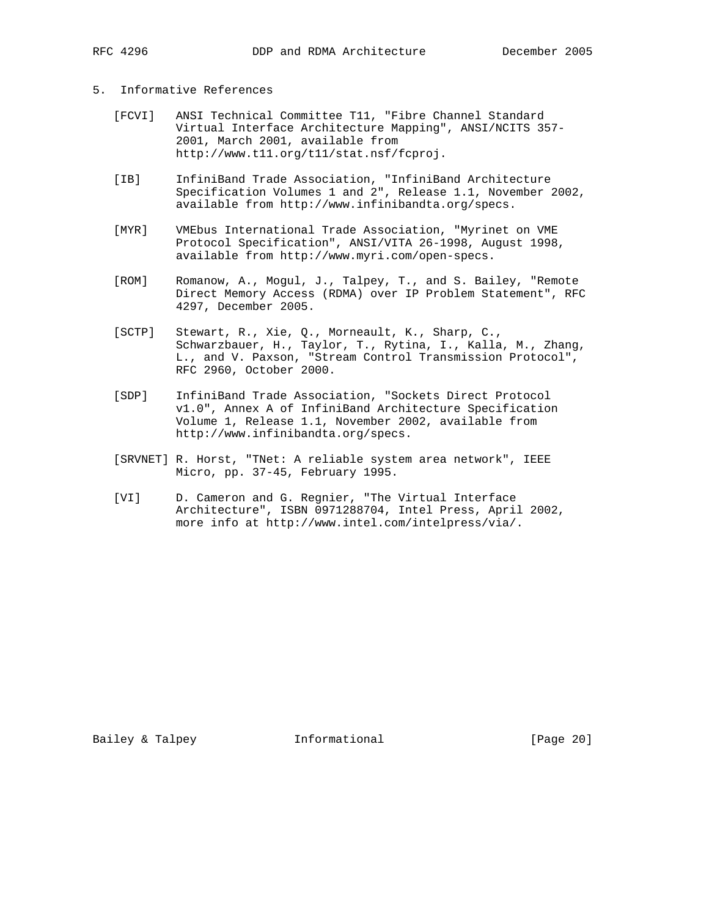## 5. Informative References

[FCVI] ANSI Technical Committee T11, "Fibre Channel Standard Virtual Interface Architecture Mapping", ANSI/NCITS 357-2001, March 2001, available from http://www.t11.org/t11/stat.nsf/fcproj.

[IB] InfiniBand Trade Association, "InfiniBand Architecture Specification Volumes 1 and 2", Release 1.1, November 2002, available from http://www.infinibandta.org/specs.

[MYR] VMEbus International Trade Association, "Myrinet on VME Protocol Specification", ANSI/VITA 26-1998, August 1998, available from http://www.myri.com/open-specs.

[ROM] Romanow, A., Mogul, J., Talpey, T., and S. Bailey, "Remote Direct Memory Access (RDMA) over IP Problem Statement", RFC 4297, December 2005.

[SCTP] Stewart, R., Xie, Q., Morneault, K., Sharp, C., Schwarzbauer, H., Taylor, T., Rytina, I., Kalla, M., Zhang, L., and V. Paxson, "Stream Control Transmission Protocol", RFC 2960, October 2000.

[SDP] InfiniBand Trade Association, "Sockets Direct Protocol v1.0", Annex A of InfiniBand Architecture Specification Volume 1, Release 1.1, November 2002, available from http://www.infinibandta.org/specs.

[SRVNET] R. Horst, "TNet: A reliable system area network", IEEE Micro, pp. 37-45, February 1995.

[VI] D. Cameron and G. Regnier, "The Virtual Interface Architecture", ISBN 0971288704, Intel Press, April 2002, more info at http://www.intel.com/intelpress/via/.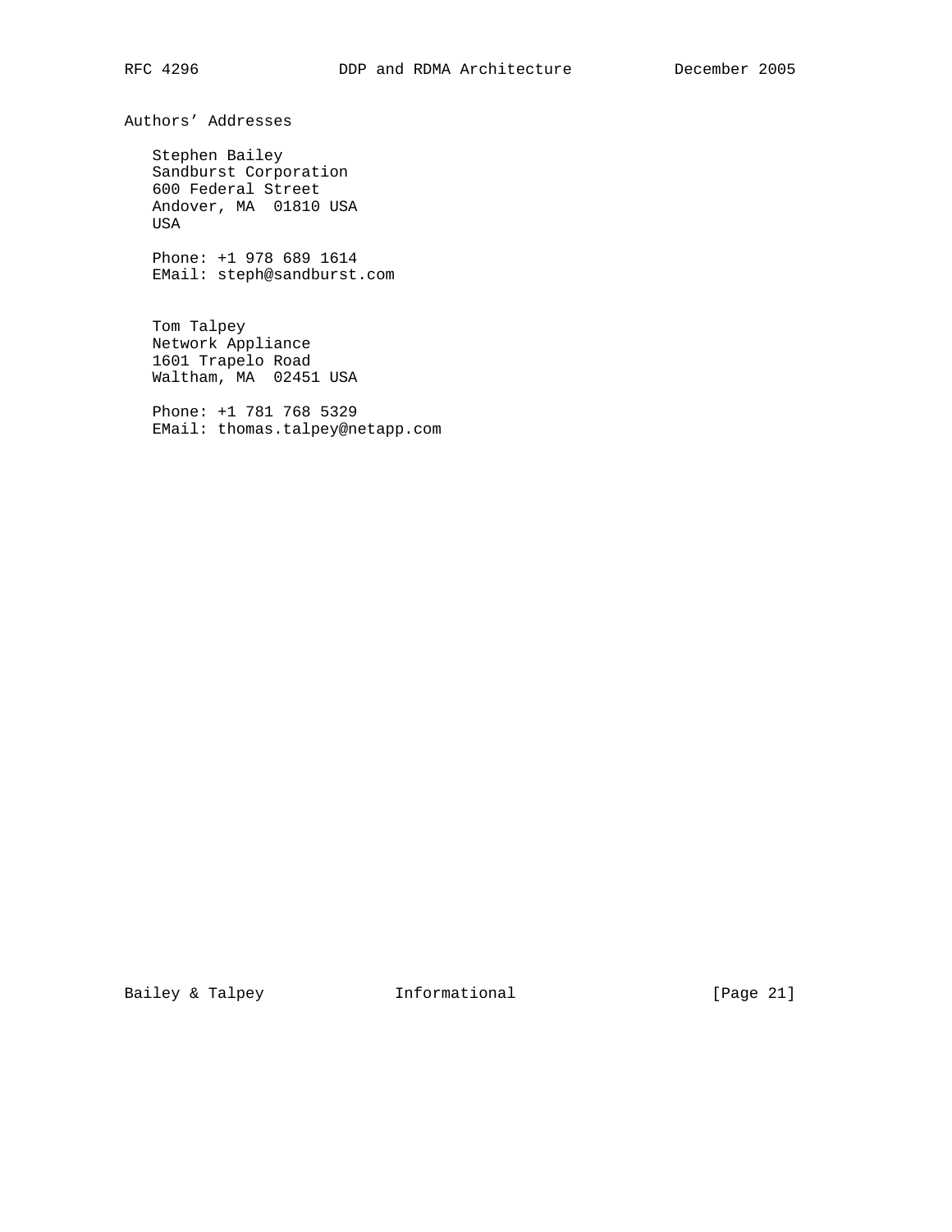## Authors' Addresses

Stephen Bailey
Sandburst Corporation
600 Federal Street
Andover, MA 01810 USA
USA

Phone: +1 978 689 1614
EMail: steph@sandburst.com

Tom Talpey
Network Appliance
1601 Trapelo Road
Waltham, MA 02451 USA

Phone: +1 781 768 5329
EMail: thomas.talpey@netapp.com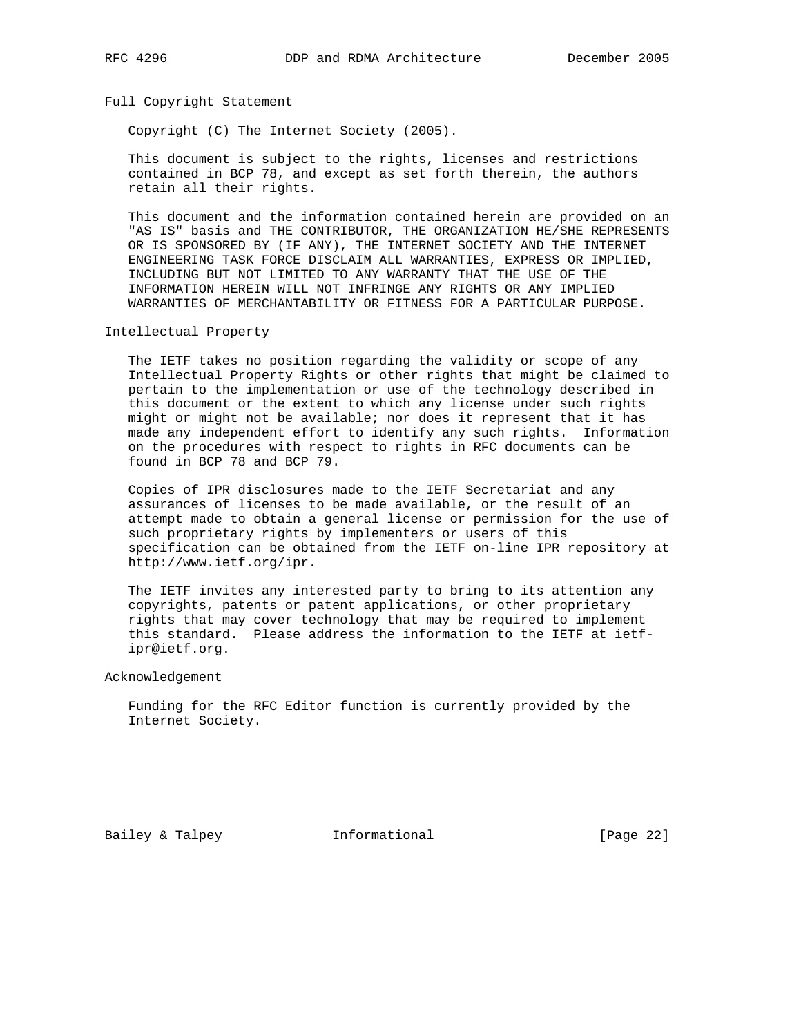## Full Copyright Statement

Copyright (C) The Internet Society (2005).

This document is subject to the rights, licenses and restrictions contained in BCP 78, and except as set forth therein, the authors retain all their rights.

This document and the information contained herein are provided on an "AS IS" basis and THE CONTRIBUTOR, THE ORGANIZATION HE/SHE REPRESENTS OR IS SPONSORED BY (IF ANY), THE INTERNET SOCIETY AND THE INTERNET ENGINEERING TASK FORCE DISCLAIM ALL WARRANTIES, EXPRESS OR IMPLIED, INCLUDING BUT NOT LIMITED TO ANY WARRANTY THAT THE USE OF THE INFORMATION HEREIN WILL NOT INFRINGE ANY RIGHTS OR ANY IMPLIED WARRANTIES OF MERCHANTABILITY OR FITNESS FOR A PARTICULAR PURPOSE.

## Intellectual Property

The IETF takes no position regarding the validity or scope of any Intellectual Property Rights or other rights that might be claimed to pertain to the implementation or use of the technology described in this document or the extent to which any license under such rights might or might not be available; nor does it represent that it has made any independent effort to identify any such rights. Information on the procedures with respect to rights in RFC documents can be found in BCP 78 and BCP 79.

Copies of IPR disclosures made to the IETF Secretariat and any assurances of licenses to be made available, or the result of an attempt made to obtain a general license or permission for the use of such proprietary rights by implementers or users of this specification can be obtained from the IETF on-line IPR repository at http://www.ietf.org/ipr.

The IETF invites any interested party to bring to its attention any copyrights, patents or patent applications, or other proprietary rights that may cover technology that may be required to implement this standard. Please address the information to the IETF at ietf-ipr@ietf.org.

## Acknowledgement

Funding for the RFC Editor function is currently provided by the Internet Society.